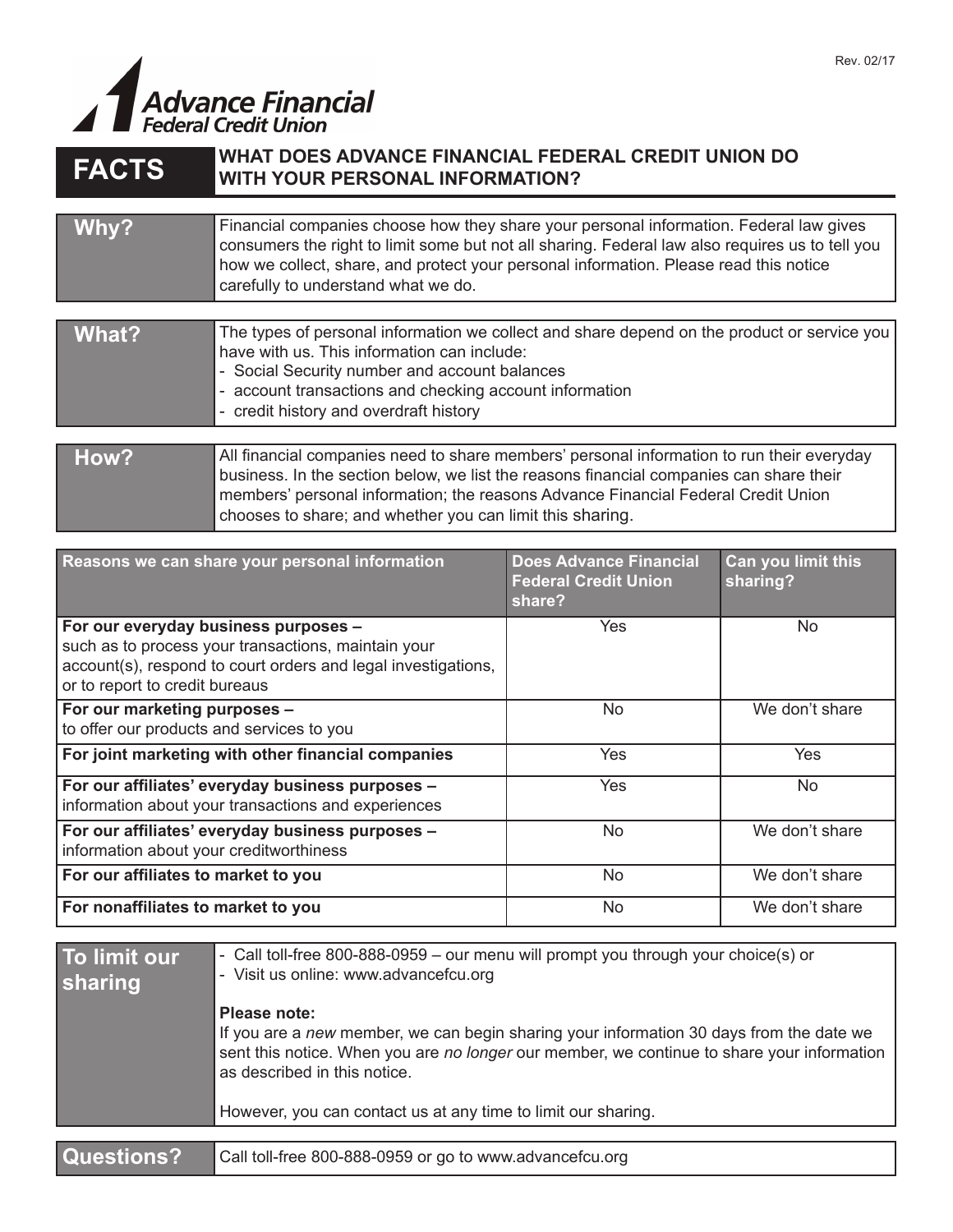Rev. 02/17

Advance Financial Federal Credit Union

# FACTS — WHAT DOES ADVANCE FINANCIAL FEDERAL CREDIT UNION DO WITH YOUR PERSONAL INFORMATION?

| | |
|---|---|
| **Why?** | Financial companies choose how they share your personal information. Federal law gives consumers the right to limit some but not all sharing. Federal law also requires us to tell you how we collect, share, and protect your personal information. Please read this notice carefully to understand what we do. |

| | |
|---|---|
| **What?** | The types of personal information we collect and share depend on the product or service you have with us. This information can include:<br>- Social Security number and account balances<br>- account transactions and checking account information<br>- credit history and overdraft history |

| | |
|---|---|
| **How?** | All financial companies need to share members' personal information to run their everyday business. In the section below, we list the reasons financial companies can share their members' personal information; the reasons Advance Financial Federal Credit Union chooses to share; and whether you can limit this sharing. |

| Reasons we can share your personal information | Does Advance Financial Federal Credit Union share? | Can you limit this sharing? |
|---|---|---|
| **For our everyday business purposes –** such as to process your transactions, maintain your account(s), respond to court orders and legal investigations, or to report to credit bureaus | Yes | No |
| **For our marketing purposes –** to offer our products and services to you | No | We don't share |
| **For joint marketing with other financial companies** | Yes | Yes |
| **For our affiliates' everyday business purposes –** information about your transactions and experiences | Yes | No |
| **For our affiliates' everyday business purposes –** information about your creditworthiness | No | We don't share |
| **For our affiliates to market to you** | No | We don't share |
| **For nonaffiliates to market to you** | No | We don't share |

| | |
|---|---|
| **To limit our sharing** | - Call toll-free 800-888-0959 – our menu will prompt you through your choice(s) or<br>- Visit us online: www.advancefcu.org<br><br>**Please note:**<br>If you are a *new* member, we can begin sharing your information 30 days from the date we sent this notice. When you are *no longer* our member, we continue to share your information as described in this notice.<br><br>However, you can contact us at any time to limit our sharing. |

| | |
|---|---|
| **Questions?** | Call toll-free 800-888-0959 or go to www.advancefcu.org |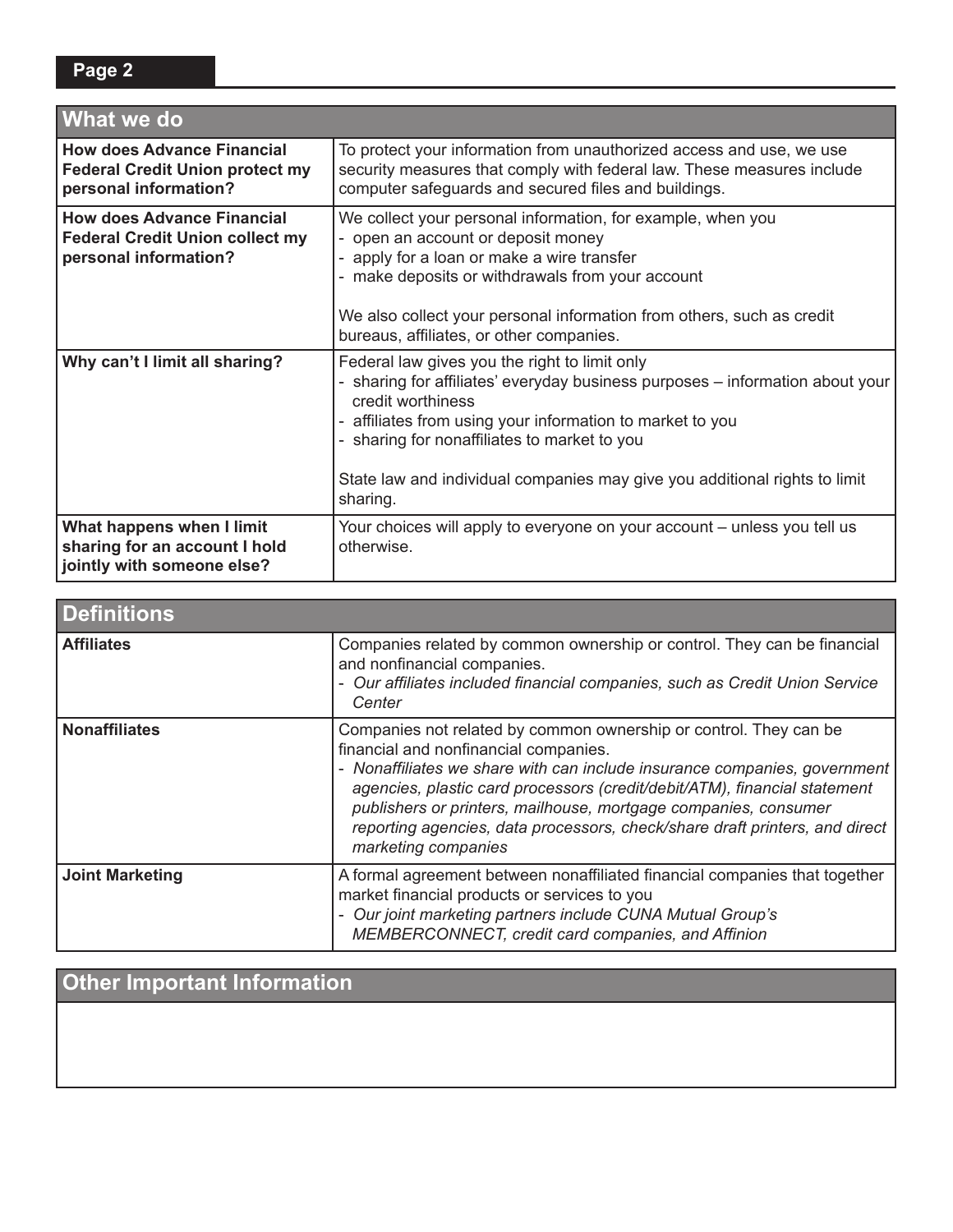| What we do | |
|---|---|
| **How does Advance Financial Federal Credit Union protect my personal information?** | To protect your information from unauthorized access and use, we use security measures that comply with federal law. These measures include computer safeguards and secured files and buildings. |
| **How does Advance Financial Federal Credit Union collect my personal information?** | We collect your personal information, for example, when you<br>- open an account or deposit money<br>- apply for a loan or make a wire transfer<br>- make deposits or withdrawals from your account<br><br>We also collect your personal information from others, such as credit bureaus, affiliates, or other companies. |
| **Why can't I limit all sharing?** | Federal law gives you the right to limit only<br>- sharing for affiliates' everyday business purposes – information about your credit worthiness<br>- affiliates from using your information to market to you<br>- sharing for nonaffiliates to market to you<br><br>State law and individual companies may give you additional rights to limit sharing. |
| **What happens when I limit sharing for an account I hold jointly with someone else?** | Your choices will apply to everyone on your account – unless you tell us otherwise. |

| Definitions | |
|---|---|
| **Affiliates** | Companies related by common ownership or control. They can be financial and nonfinancial companies.<br>- *Our affiliates included financial companies, such as Credit Union Service Center* |
| **Nonaffiliates** | Companies not related by common ownership or control. They can be financial and nonfinancial companies.<br>- *Nonaffiliates we share with can include insurance companies, government agencies, plastic card processors (credit/debit/ATM), financial statement publishers or printers, mailhouse, mortgage companies, consumer reporting agencies, data processors, check/share draft printers, and direct marketing companies* |
| **Joint Marketing** | A formal agreement between nonaffiliated financial companies that together market financial products or services to you<br>- *Our joint marketing partners include CUNA Mutual Group's MEMBERCONNECT, credit card companies, and Affinion* |

## Other Important Information